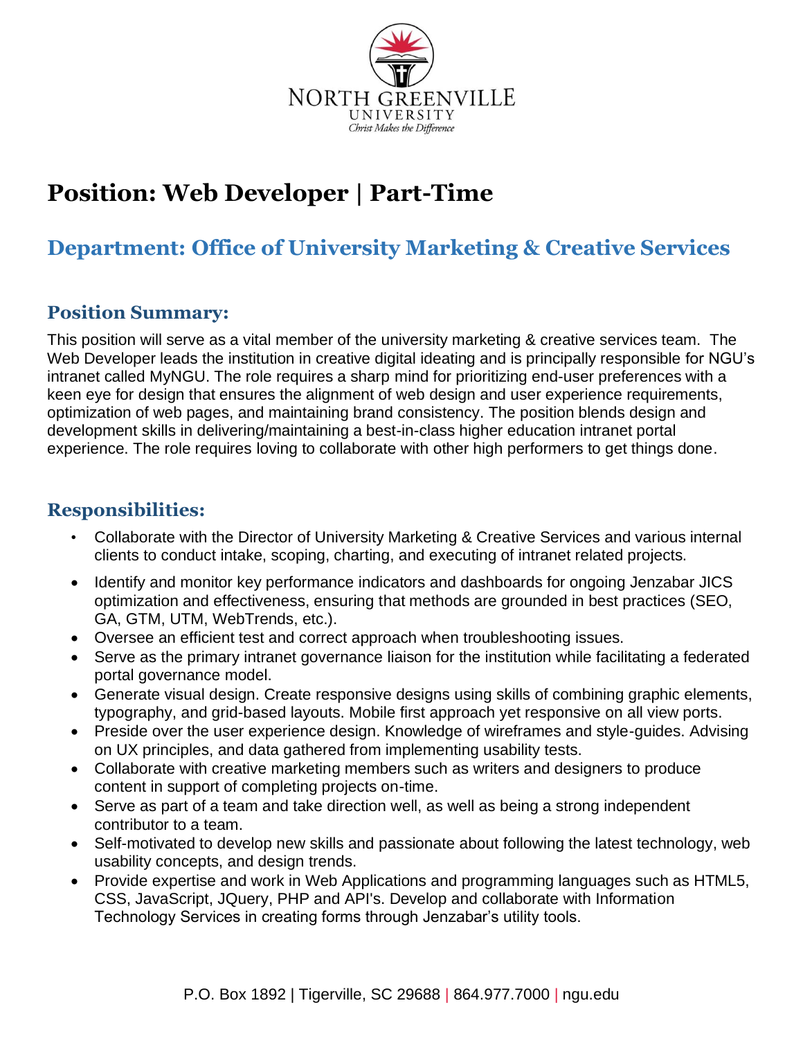NORTH GREENVILLE
UNIVERSITY
*Christ Makes the Difference*

# Position: Web Developer | Part-Time

## Department: Office of University Marketing & Creative Services

### Position Summary:

This position will serve as a vital member of the university marketing & creative services team. The Web Developer leads the institution in creative digital ideating and is principally responsible for NGU's intranet called MyNGU. The role requires a sharp mind for prioritizing end-user preferences with a keen eye for design that ensures the alignment of web design and user experience requirements, optimization of web pages, and maintaining brand consistency. The position blends design and development skills in delivering/maintaining a best-in-class higher education intranet portal experience. The role requires loving to collaborate with other high performers to get things done.

### Responsibilities:

- Collaborate with the Director of University Marketing & Creative Services and various internal clients to conduct intake, scoping, charting, and executing of intranet related projects.
- Identify and monitor key performance indicators and dashboards for ongoing Jenzabar JICS optimization and effectiveness, ensuring that methods are grounded in best practices (SEO, GA, GTM, UTM, WebTrends, etc.).
- Oversee an efficient test and correct approach when troubleshooting issues.
- Serve as the primary intranet governance liaison for the institution while facilitating a federated portal governance model.
- Generate visual design. Create responsive designs using skills of combining graphic elements, typography, and grid-based layouts. Mobile first approach yet responsive on all view ports.
- Preside over the user experience design. Knowledge of wireframes and style-guides. Advising on UX principles, and data gathered from implementing usability tests.
- Collaborate with creative marketing members such as writers and designers to produce content in support of completing projects on-time.
- Serve as part of a team and take direction well, as well as being a strong independent contributor to a team.
- Self-motivated to develop new skills and passionate about following the latest technology, web usability concepts, and design trends.
- Provide expertise and work in Web Applications and programming languages such as HTML5, CSS, JavaScript, JQuery, PHP and API's. Develop and collaborate with Information Technology Services in creating forms through Jenzabar's utility tools.

P.O. Box 1892 | Tigerville, SC 29688 | 864.977.7000 | ngu.edu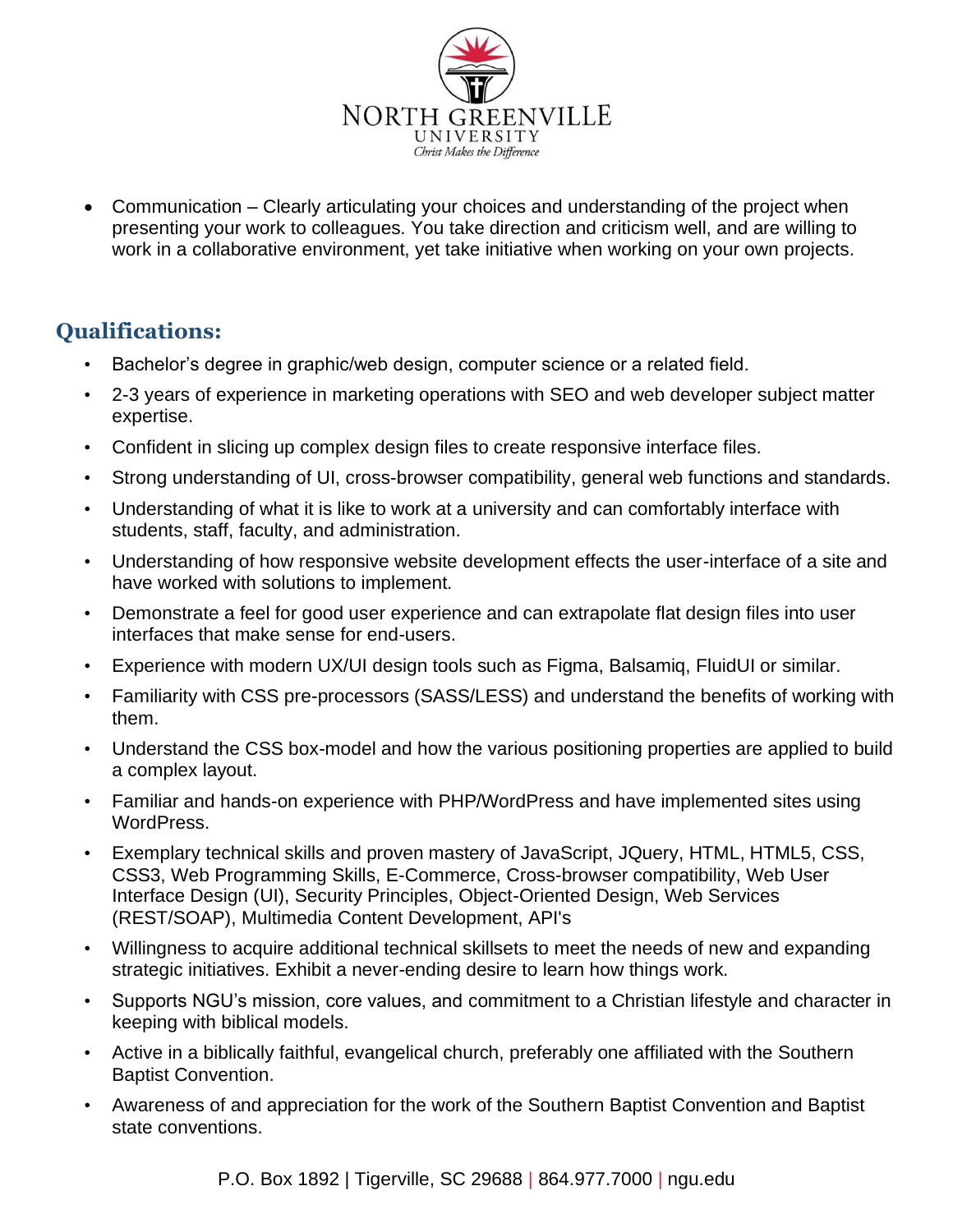- Communication – Clearly articulating your choices and understanding of the project when presenting your work to colleagues. You take direction and criticism well, and are willing to work in a collaborative environment, yet take initiative when working on your own projects.

## Qualifications:

- Bachelor's degree in graphic/web design, computer science or a related field.
- 2-3 years of experience in marketing operations with SEO and web developer subject matter expertise.
- Confident in slicing up complex design files to create responsive interface files.
- Strong understanding of UI, cross-browser compatibility, general web functions and standards.
- Understanding of what it is like to work at a university and can comfortably interface with students, staff, faculty, and administration.
- Understanding of how responsive website development effects the user-interface of a site and have worked with solutions to implement.
- Demonstrate a feel for good user experience and can extrapolate flat design files into user interfaces that make sense for end-users.
- Experience with modern UX/UI design tools such as Figma, Balsamiq, FluidUI or similar.
- Familiarity with CSS pre-processors (SASS/LESS) and understand the benefits of working with them.
- Understand the CSS box-model and how the various positioning properties are applied to build a complex layout.
- Familiar and hands-on experience with PHP/WordPress and have implemented sites using WordPress.
- Exemplary technical skills and proven mastery of JavaScript, JQuery, HTML, HTML5, CSS, CSS3, Web Programming Skills, E-Commerce, Cross-browser compatibility, Web User Interface Design (UI), Security Principles, Object-Oriented Design, Web Services (REST/SOAP), Multimedia Content Development, API's
- Willingness to acquire additional technical skillsets to meet the needs of new and expanding strategic initiatives. Exhibit a never-ending desire to learn how things work.
- Supports NGU's mission, core values, and commitment to a Christian lifestyle and character in keeping with biblical models.
- Active in a biblically faithful, evangelical church, preferably one affiliated with the Southern Baptist Convention.
- Awareness of and appreciation for the work of the Southern Baptist Convention and Baptist state conventions.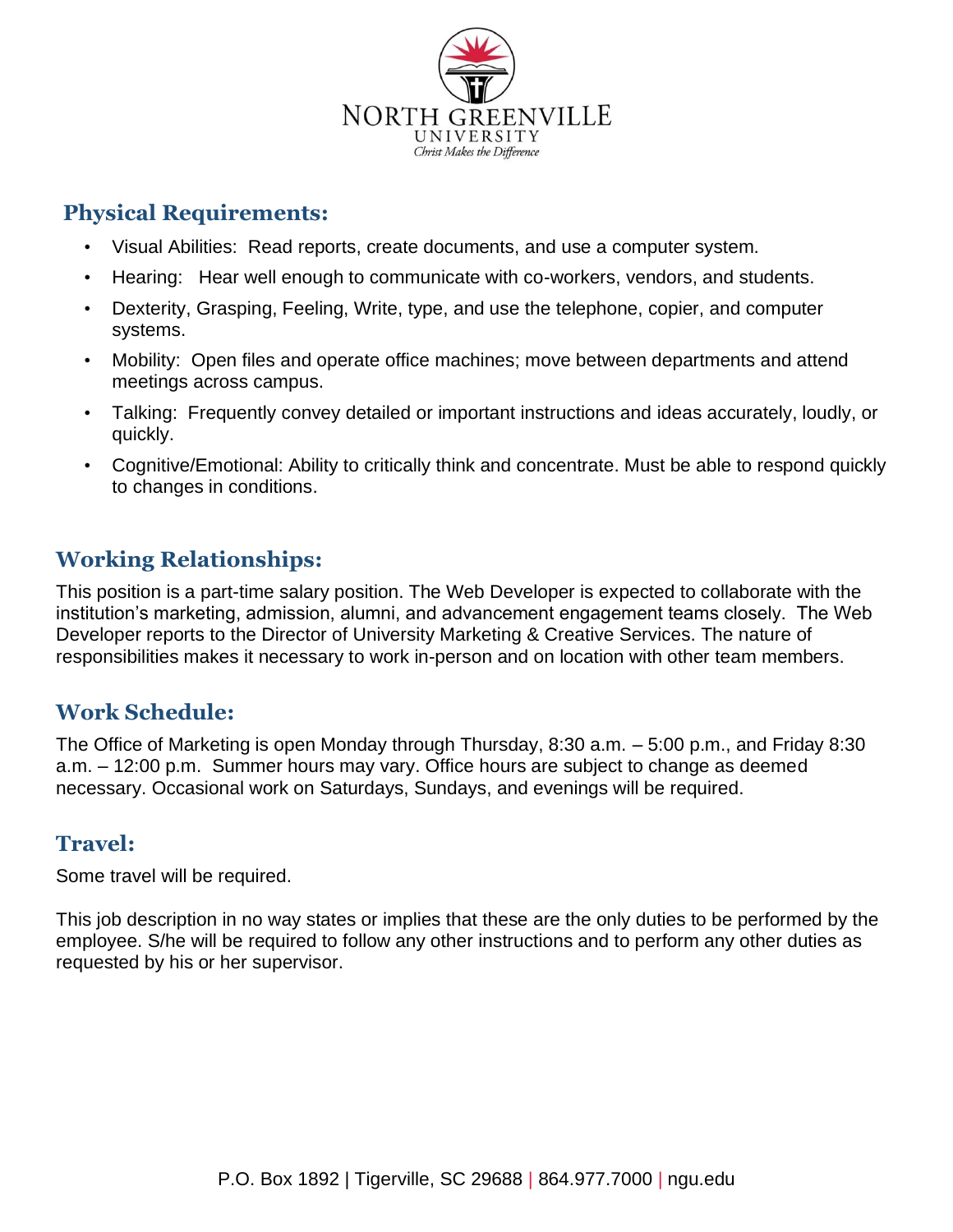## Physical Requirements:

- Visual Abilities: Read reports, create documents, and use a computer system.
- Hearing: Hear well enough to communicate with co-workers, vendors, and students.
- Dexterity, Grasping, Feeling, Write, type, and use the telephone, copier, and computer systems.
- Mobility: Open files and operate office machines; move between departments and attend meetings across campus.
- Talking: Frequently convey detailed or important instructions and ideas accurately, loudly, or quickly.
- Cognitive/Emotional: Ability to critically think and concentrate. Must be able to respond quickly to changes in conditions.

## Working Relationships:

This position is a part-time salary position. The Web Developer is expected to collaborate with the institution's marketing, admission, alumni, and advancement engagement teams closely. The Web Developer reports to the Director of University Marketing & Creative Services. The nature of responsibilities makes it necessary to work in-person and on location with other team members.

## Work Schedule:

The Office of Marketing is open Monday through Thursday, 8:30 a.m. – 5:00 p.m., and Friday 8:30 a.m. – 12:00 p.m. Summer hours may vary. Office hours are subject to change as deemed necessary. Occasional work on Saturdays, Sundays, and evenings will be required.

## Travel:

Some travel will be required.

This job description in no way states or implies that these are the only duties to be performed by the employee. S/he will be required to follow any other instructions and to perform any other duties as requested by his or her supervisor.